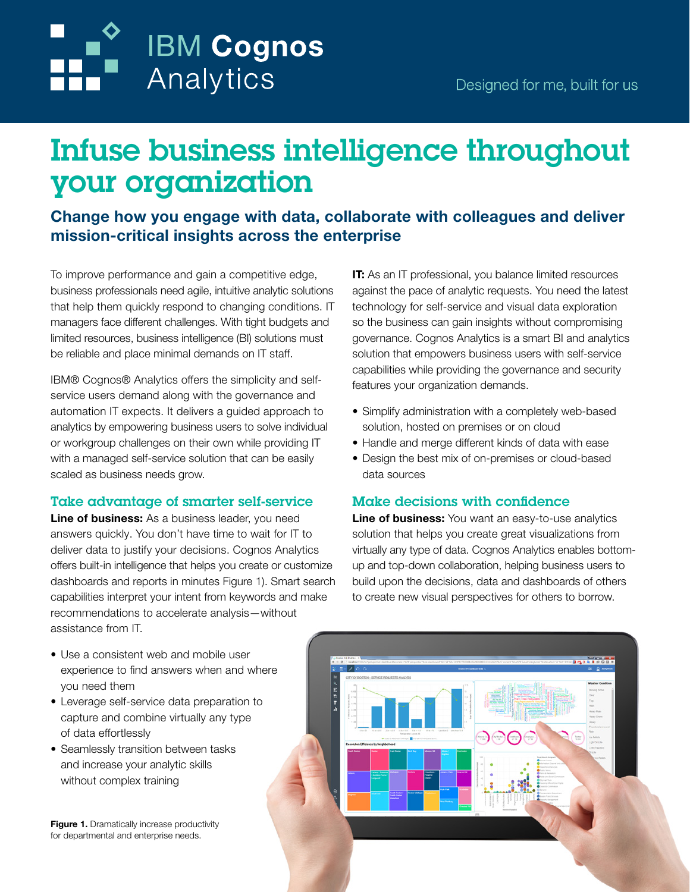# IBM Cognos Analytics

Designed for me, built for us

# Infuse business intelligence throughout your organization

## Change how you engage with data, collaborate with colleagues and deliver mission-critical insights across the enterprise

To improve performance and gain a competitive edge, business professionals need agile, intuitive analytic solutions that help them quickly respond to changing conditions. IT managers face different challenges. With tight budgets and limited resources, business intelligence (BI) solutions must be reliable and place minimal demands on IT staff.

IBM® Cognos® Analytics offers the simplicity and self-service users demand along with the governance and automation IT expects. It delivers a guided approach to analytics by empowering business users to solve individual or workgroup challenges on their own while providing IT with a managed self-service solution that can be easily scaled as business needs grow.

### Take advantage of smarter self-service

**Line of business:** As a business leader, you need answers quickly. You don't have time to wait for IT to deliver data to justify your decisions. Cognos Analytics offers built-in intelligence that helps you create or customize dashboards and reports in minutes Figure 1). Smart search capabilities interpret your intent from keywords and make recommendations to accelerate analysis—without assistance from IT.

- Use a consistent web and mobile user experience to find answers when and where you need them
- Leverage self-service data preparation to capture and combine virtually any type of data effortlessly
- Seamlessly transition between tasks and increase your analytic skills without complex training

**IT:** As an IT professional, you balance limited resources against the pace of analytic requests. You need the latest technology for self-service and visual data exploration so the business can gain insights without compromising governance. Cognos Analytics is a smart BI and analytics solution that empowers business users with self-service capabilities while providing the governance and security features your organization demands.

- Simplify administration with a completely web-based solution, hosted on premises or on cloud
- Handle and merge different kinds of data with ease
- Design the best mix of on-premises or cloud-based data sources

### Make decisions with confidence

**Line of business:** You want an easy-to-use analytics solution that helps you create great visualizations from virtually any type of data. Cognos Analytics enables bottom-up and top-down collaboration, helping business users to build upon the decisions, data and dashboards of others to create new visual perspectives for others to borrow.

**Figure 1.** Dramatically increase productivity for departmental and enterprise needs.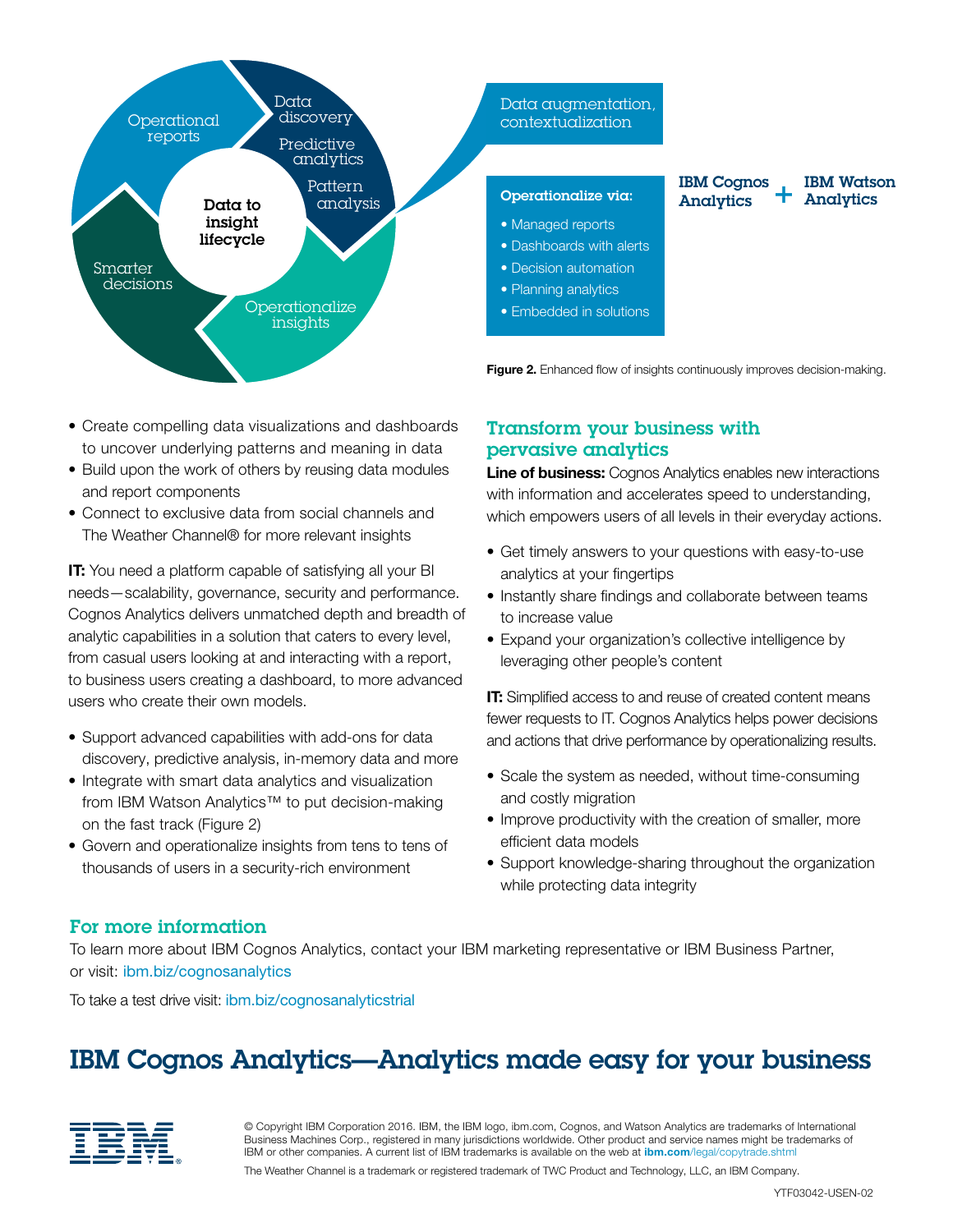Data to insight lifecycle

Operational reports

Data discovery

Predictive analytics

Pattern analysis

Operationalize insights

Smarter decisions

Data augmentation, contextualization

**Operationalize via:**

- Managed reports
- Dashboards with alerts
- Decision automation
- Planning analytics
- Embedded in solutions

IBM Cognos Analytics + IBM Watson Analytics

**Figure 2.** Enhanced flow of insights continuously improves decision-making.

- Create compelling data visualizations and dashboards to uncover underlying patterns and meaning in data
- Build upon the work of others by reusing data modules and report components
- Connect to exclusive data from social channels and The Weather Channel® for more relevant insights

**IT:** You need a platform capable of satisfying all your BI needs—scalability, governance, security and performance. Cognos Analytics delivers unmatched depth and breadth of analytic capabilities in a solution that caters to every level, from casual users looking at and interacting with a report, to business users creating a dashboard, to more advanced users who create their own models.

- Support advanced capabilities with add-ons for data discovery, predictive analysis, in-memory data and more
- Integrate with smart data analytics and visualization from IBM Watson Analytics™ to put decision-making on the fast track (Figure 2)
- Govern and operationalize insights from tens to tens of thousands of users in a security-rich environment

## Transform your business with pervasive analytics

**Line of business:** Cognos Analytics enables new interactions with information and accelerates speed to understanding, which empowers users of all levels in their everyday actions.

- Get timely answers to your questions with easy-to-use analytics at your fingertips
- Instantly share findings and collaborate between teams to increase value
- Expand your organization's collective intelligence by leveraging other people's content

**IT:** Simplified access to and reuse of created content means fewer requests to IT. Cognos Analytics helps power decisions and actions that drive performance by operationalizing results.

- Scale the system as needed, without time-consuming and costly migration
- Improve productivity with the creation of smaller, more efficient data models
- Support knowledge-sharing throughout the organization while protecting data integrity

## For more information

To learn more about IBM Cognos Analytics, contact your IBM marketing representative or IBM Business Partner, or visit: ibm.biz/cognosanalytics

To take a test drive visit: ibm.biz/cognosanalyticstrial

# IBM Cognos Analytics—Analytics made easy for your business

© Copyright IBM Corporation 2016. IBM, the IBM logo, ibm.com, Cognos, and Watson Analytics are trademarks of International Business Machines Corp., registered in many jurisdictions worldwide. Other product and service names might be trademarks of IBM or other companies. A current list of IBM trademarks is available on the web at **ibm.com**/legal/copytrade.shtml

The Weather Channel is a trademark or registered trademark of TWC Product and Technology, LLC, an IBM Company.

YTF03042-USEN-02